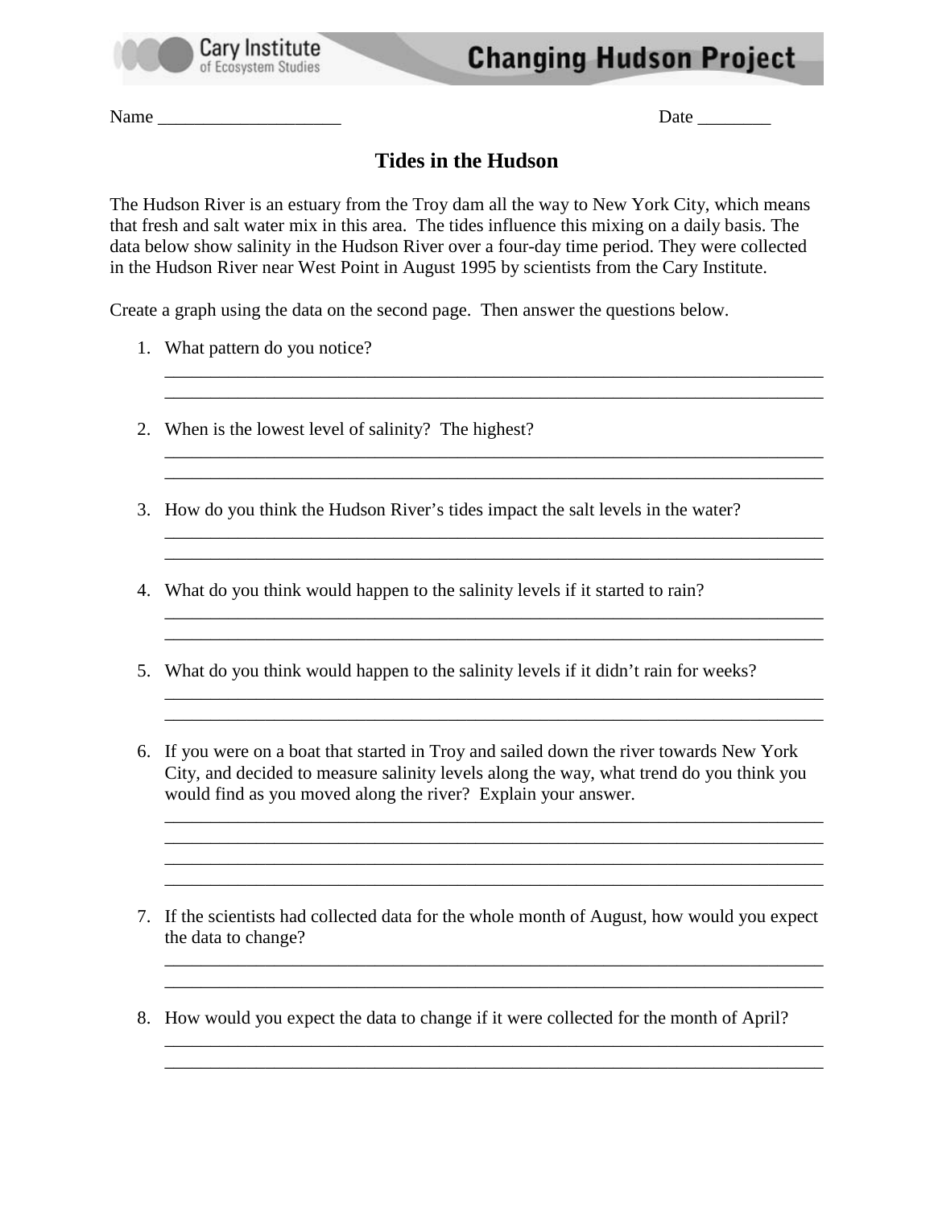Name ____________________ Date ________

# Tides in the Hudson

The Hudson River is an estuary from the Troy dam all the way to New York City, which means that fresh and salt water mix in this area. The tides influence this mixing on a daily basis. The data below show salinity in the Hudson River over a four-day time period. They were collected in the Hudson River near West Point in August 1995 by scientists from the Cary Institute.

Create a graph using the data on the second page. Then answer the questions below.

1. What pattern do you notice?

   ______________________________________________________________________

   ______________________________________________________________________

2. When is the lowest level of salinity? The highest?

   ______________________________________________________________________

   ______________________________________________________________________

3. How do you think the Hudson River's tides impact the salt levels in the water?

   ______________________________________________________________________

   ______________________________________________________________________

4. What do you think would happen to the salinity levels if it started to rain?

   ______________________________________________________________________

   ______________________________________________________________________

5. What do you think would happen to the salinity levels if it didn't rain for weeks?

   ______________________________________________________________________

   ______________________________________________________________________

6. If you were on a boat that started in Troy and sailed down the river towards New York City, and decided to measure salinity levels along the way, what trend do you think you would find as you moved along the river? Explain your answer.

   ______________________________________________________________________

   ______________________________________________________________________

   ______________________________________________________________________

   ______________________________________________________________________

7. If the scientists had collected data for the whole month of August, how would you expect the data to change?

   ______________________________________________________________________

   ______________________________________________________________________

8. How would you expect the data to change if it were collected for the month of April?

   ______________________________________________________________________

   ______________________________________________________________________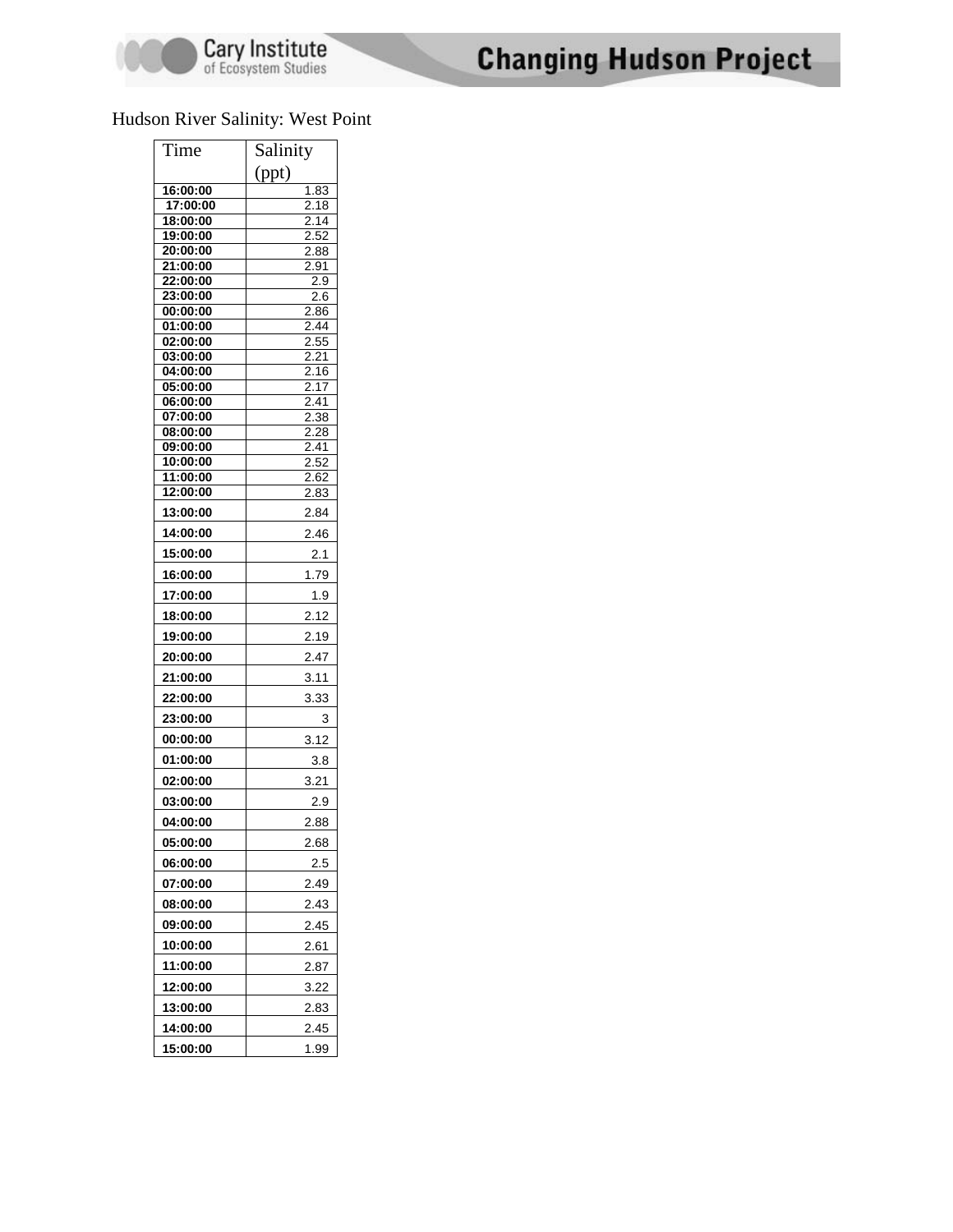Hudson River Salinity: West Point

| Time | Salinity (ppt) |
|---|---|
| 16:00:00 | 1.83 |
| 17:00:00 | 2.18 |
| 18:00:00 | 2.14 |
| 19:00:00 | 2.52 |
| 20:00:00 | 2.88 |
| 21:00:00 | 2.91 |
| 22:00:00 | 2.9 |
| 23:00:00 | 2.6 |
| 00:00:00 | 2.86 |
| 01:00:00 | 2.44 |
| 02:00:00 | 2.55 |
| 03:00:00 | 2.21 |
| 04:00:00 | 2.16 |
| 05:00:00 | 2.17 |
| 06:00:00 | 2.41 |
| 07:00:00 | 2.38 |
| 08:00:00 | 2.28 |
| 09:00:00 | 2.41 |
| 10:00:00 | 2.52 |
| 11:00:00 | 2.62 |
| 12:00:00 | 2.83 |
| 13:00:00 | 2.84 |
| 14:00:00 | 2.46 |
| 15:00:00 | 2.1 |
| 16:00:00 | 1.79 |
| 17:00:00 | 1.9 |
| 18:00:00 | 2.12 |
| 19:00:00 | 2.19 |
| 20:00:00 | 2.47 |
| 21:00:00 | 3.11 |
| 22:00:00 | 3.33 |
| 23:00:00 | 3 |
| 00:00:00 | 3.12 |
| 01:00:00 | 3.8 |
| 02:00:00 | 3.21 |
| 03:00:00 | 2.9 |
| 04:00:00 | 2.88 |
| 05:00:00 | 2.68 |
| 06:00:00 | 2.5 |
| 07:00:00 | 2.49 |
| 08:00:00 | 2.43 |
| 09:00:00 | 2.45 |
| 10:00:00 | 2.61 |
| 11:00:00 | 2.87 |
| 12:00:00 | 3.22 |
| 13:00:00 | 2.83 |
| 14:00:00 | 2.45 |
| 15:00:00 | 1.99 |